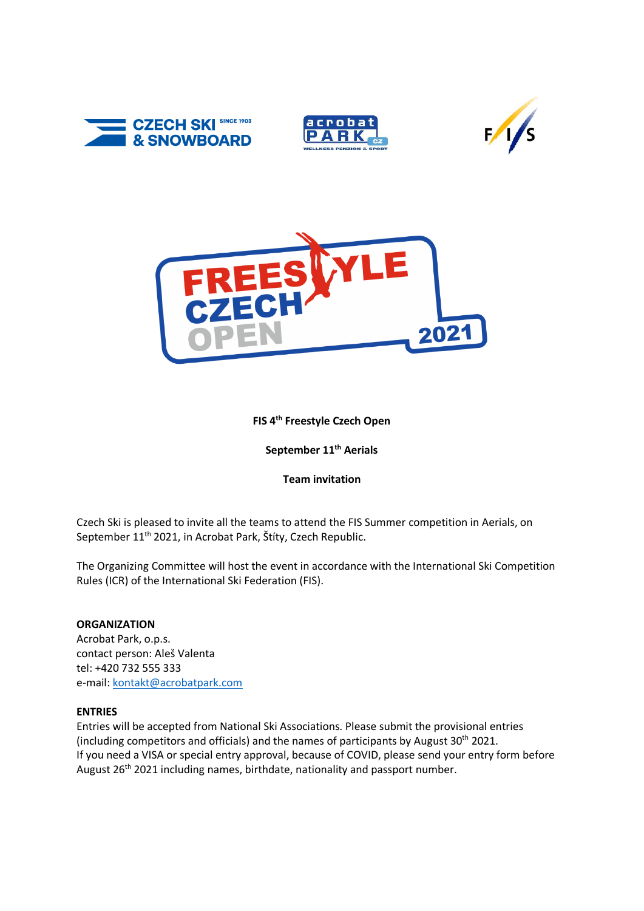**FIS 4th Freestyle Czech Open**

**September 11th Aerials**

**Team invitation**

Czech Ski is pleased to invite all the teams to attend the FIS Summer competition in Aerials, on September 11th 2021, in Acrobat Park, Štíty, Czech Republic.

The Organizing Committee will host the event in accordance with the International Ski Competition Rules (ICR) of the International Ski Federation (FIS).

**ORGANIZATION**
Acrobat Park, o.p.s.
contact person: Aleš Valenta
tel: +420 732 555 333
e-mail: kontakt@acrobatpark.com

**ENTRIES**
Entries will be accepted from National Ski Associations. Please submit the provisional entries (including competitors and officials) and the names of participants by August 30th 2021.
If you need a VISA or special entry approval, because of COVID, please send your entry form before August 26th 2021 including names, birthdate, nationality and passport number.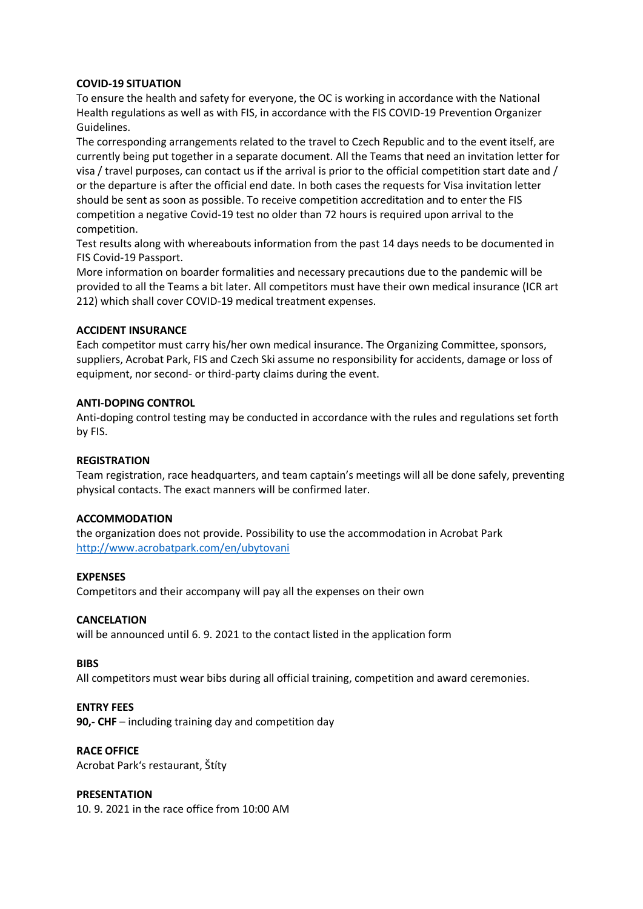**COVID-19 SITUATION**

To ensure the health and safety for everyone, the OC is working in accordance with the National Health regulations as well as with FIS, in accordance with the FIS COVID-19 Prevention Organizer Guidelines.

The corresponding arrangements related to the travel to Czech Republic and to the event itself, are currently being put together in a separate document. All the Teams that need an invitation letter for visa / travel purposes, can contact us if the arrival is prior to the official competition start date and / or the departure is after the official end date. In both cases the requests for Visa invitation letter should be sent as soon as possible. To receive competition accreditation and to enter the FIS competition a negative Covid-19 test no older than 72 hours is required upon arrival to the competition.

Test results along with whereabouts information from the past 14 days needs to be documented in FIS Covid-19 Passport.

More information on boarder formalities and necessary precautions due to the pandemic will be provided to all the Teams a bit later. All competitors must have their own medical insurance (ICR art 212) which shall cover COVID-19 medical treatment expenses.

**ACCIDENT INSURANCE**

Each competitor must carry his/her own medical insurance. The Organizing Committee, sponsors, suppliers, Acrobat Park, FIS and Czech Ski assume no responsibility for accidents, damage or loss of equipment, nor second- or third-party claims during the event.

**ANTI-DOPING CONTROL**

Anti-doping control testing may be conducted in accordance with the rules and regulations set forth by FIS.

**REGISTRATION**

Team registration, race headquarters, and team captain's meetings will all be done safely, preventing physical contacts. The exact manners will be confirmed later.

**ACCOMMODATION**

the organization does not provide. Possibility to use the accommodation in Acrobat Park [http://www.acrobatpark.com/en/ubytovani](http://www.acrobatpark.com/en/ubytovani)

**EXPENSES**

Competitors and their accompany will pay all the expenses on their own

**CANCELATION**

will be announced until 6. 9. 2021 to the contact listed in the application form

**BIBS**

All competitors must wear bibs during all official training, competition and award ceremonies.

**ENTRY FEES**

**90,- CHF** – including training day and competition day

**RACE OFFICE**

Acrobat Park's restaurant, Štíty

**PRESENTATION**

10. 9. 2021 in the race office from 10:00 AM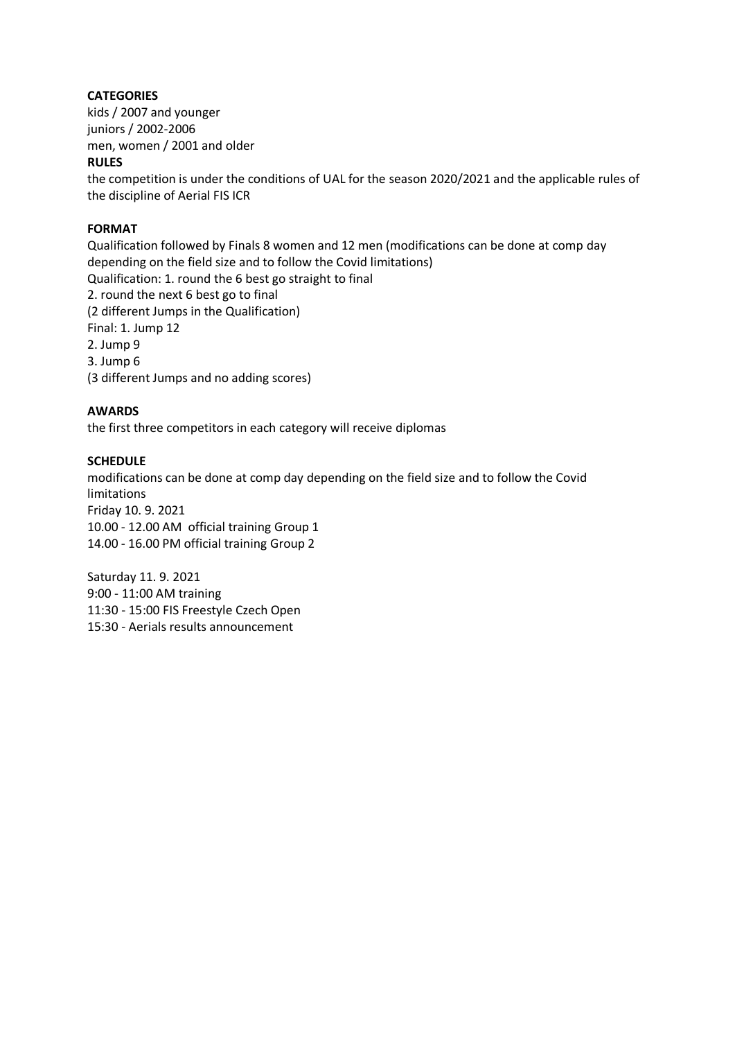**CATEGORIES**

kids / 2007 and younger
juniors / 2002-2006
men, women / 2001 and older

**RULES**

the competition is under the conditions of UAL for the season 2020/2021 and the applicable rules of the discipline of Aerial FIS ICR

**FORMAT**

Qualification followed by Finals 8 women and 12 men (modifications can be done at comp day depending on the field size and to follow the Covid limitations)
Qualification: 1. round the 6 best go straight to final
2. round the next 6 best go to final
(2 different Jumps in the Qualification)
Final: 1. Jump 12
2. Jump 9
3. Jump 6
(3 different Jumps and no adding scores)

**AWARDS**

the first three competitors in each category will receive diplomas

**SCHEDULE**

modifications can be done at comp day depending on the field size and to follow the Covid limitations
Friday 10. 9. 2021
10.00 - 12.00 AM official training Group 1
14.00 - 16.00 PM official training Group 2

Saturday 11. 9. 2021
9:00 - 11:00 AM training
11:30 - 15:00 FIS Freestyle Czech Open
15:30 - Aerials results announcement